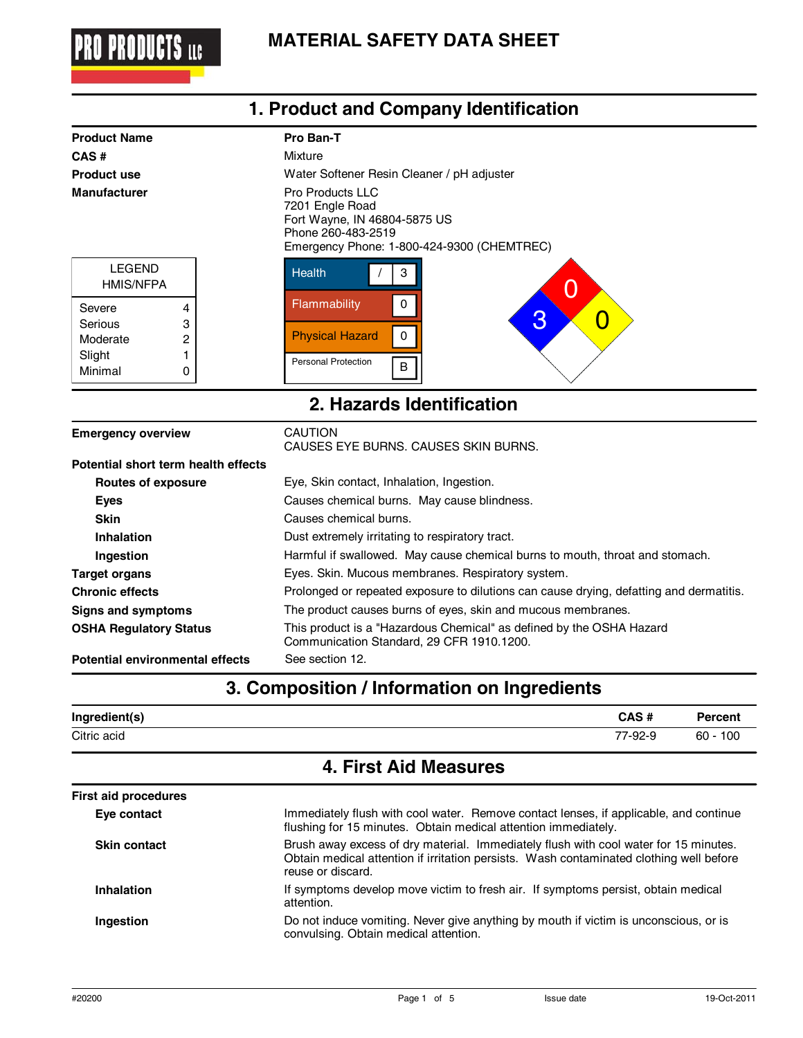# MATERIAL SAFETY DATA SHEET

## 1. Product and Company Identification

| | |
|---|---|
| **Product Name** | **Pro Ban-T** |
| **CAS #** | Mixture |
| **Product use** | Water Softener Resin Cleaner / pH adjuster |
| **Manufacturer** | Pro Products LLC<br>7201 Engle Road<br>Fort Wayne, IN 46804-5875 US<br>Phone 260-483-2519<br>Emergency Phone: 1-800-424-9300 (CHEMTREC) |

| LEGEND HMIS/NFPA | |
|---|---|
| Severe | 4 |
| Serious | 3 |
| Moderate | 2 |
| Slight | 1 |
| Minimal | 0 |

| HMIS | |
|---|---|
| Health | / 3 |
| Flammability | 0 |
| Physical Hazard | 0 |
| Personal Protection | B |

NFPA: Health 3, Flammability 0, Instability 0

## 2. Hazards Identification

**Emergency overview**
CAUTION
CAUSES EYE BURNS. CAUSES SKIN BURNS.

**Potential short term health effects**

| | |
|---|---|
| **Routes of exposure** | Eye, Skin contact, Inhalation, Ingestion. |
| **Eyes** | Causes chemical burns. May cause blindness. |
| **Skin** | Causes chemical burns. |
| **Inhalation** | Dust extremely irritating to respiratory tract. |
| **Ingestion** | Harmful if swallowed. May cause chemical burns to mouth, throat and stomach. |
| **Target organs** | Eyes. Skin. Mucous membranes. Respiratory system. |
| **Chronic effects** | Prolonged or repeated exposure to dilutions can cause drying, defatting and dermatitis. |
| **Signs and symptoms** | The product causes burns of eyes, skin and mucous membranes. |
| **OSHA Regulatory Status** | This product is a "Hazardous Chemical" as defined by the OSHA Hazard Communication Standard, 29 CFR 1910.1200. |
| **Potential environmental effects** | See section 12. |

## 3. Composition / Information on Ingredients

| Ingredient(s) | CAS # | Percent |
|---|---|---|
| Citric acid | 77-92-9 | 60 - 100 |

## 4. First Aid Measures

**First aid procedures**

| | |
|---|---|
| **Eye contact** | Immediately flush with cool water. Remove contact lenses, if applicable, and continue flushing for 15 minutes. Obtain medical attention immediately. |
| **Skin contact** | Brush away excess of dry material. Immediately flush with cool water for 15 minutes. Obtain medical attention if irritation persists. Wash contaminated clothing well before reuse or discard. |
| **Inhalation** | If symptoms develop move victim to fresh air. If symptoms persist, obtain medical attention. |
| **Ingestion** | Do not induce vomiting. Never give anything by mouth if victim is unconscious, or is convulsing. Obtain medical attention. |

#20200 Issue date 19-Oct-2011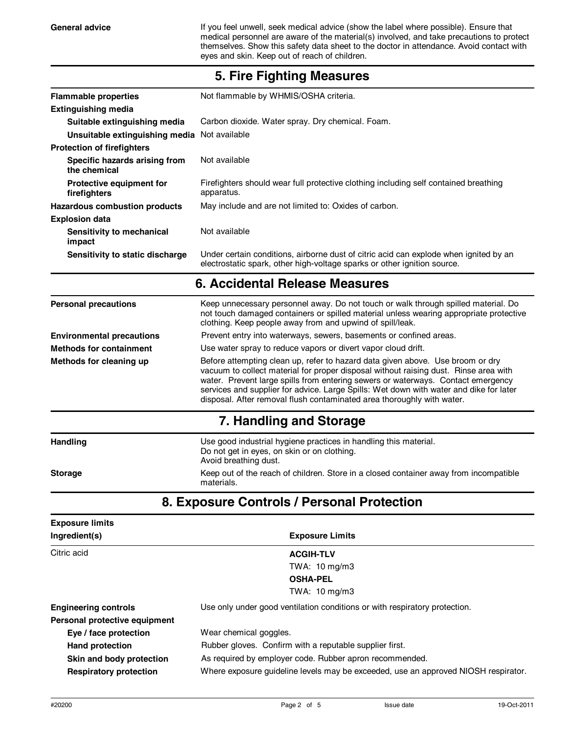| | |
|---|---|
| **General advice** | If you feel unwell, seek medical advice (show the label where possible). Ensure that medical personnel are aware of the material(s) involved, and take precautions to protect themselves. Show this safety data sheet to the doctor in attendance. Avoid contact with eyes and skin. Keep out of reach of children. |

## 5. Fire Fighting Measures

| | |
|---|---|
| **Flammable properties** | Not flammable by WHMIS/OSHA criteria. |
| **Extinguishing media** | |
| **Suitable extinguishing media** | Carbon dioxide. Water spray. Dry chemical. Foam. |
| **Unsuitable extinguishing media** | Not available |
| **Protection of firefighters** | |
| **Specific hazards arising from the chemical** | Not available |
| **Protective equipment for firefighters** | Firefighters should wear full protective clothing including self contained breathing apparatus. |
| **Hazardous combustion products** | May include and are not limited to: Oxides of carbon. |
| **Explosion data** | |
| **Sensitivity to mechanical impact** | Not available |
| **Sensitivity to static discharge** | Under certain conditions, airborne dust of citric acid can explode when ignited by an electrostatic spark, other high-voltage sparks or other ignition source. |

## 6. Accidental Release Measures

| | |
|---|---|
| **Personal precautions** | Keep unnecessary personnel away. Do not touch or walk through spilled material. Do not touch damaged containers or spilled material unless wearing appropriate protective clothing. Keep people away from and upwind of spill/leak. |
| **Environmental precautions** | Prevent entry into waterways, sewers, basements or confined areas. |
| **Methods for containment** | Use water spray to reduce vapors or divert vapor cloud drift. |
| **Methods for cleaning up** | Before attempting clean up, refer to hazard data given above. Use broom or dry vacuum to collect material for proper disposal without raising dust. Rinse area with water. Prevent large spills from entering sewers or waterways. Contact emergency services and supplier for advice. Large Spills: Wet down with water and dike for later disposal. After removal flush contaminated area thoroughly with water. |

## 7. Handling and Storage

| | |
|---|---|
| **Handling** | Use good industrial hygiene practices in handling this material.<br>Do not get in eyes, on skin or on clothing.<br>Avoid breathing dust. |
| **Storage** | Keep out of the reach of children. Store in a closed container away from incompatible materials. |

## 8. Exposure Controls / Personal Protection

**Exposure limits**

| Ingredient(s) | Exposure Limits |
|---|---|
| Citric acid | **ACGIH-TLV**<br>TWA: 10 mg/m3<br>**OSHA-PEL**<br>TWA: 10 mg/m3 |

| | |
|---|---|
| **Engineering controls** | Use only under good ventilation conditions or with respiratory protection. |
| **Personal protective equipment** | |
| **Eye / face protection** | Wear chemical goggles. |
| **Hand protection** | Rubber gloves. Confirm with a reputable supplier first. |
| **Skin and body protection** | As required by employer code. Rubber apron recommended. |
| **Respiratory protection** | Where exposure guideline levels may be exceeded, use an approved NIOSH respirator. |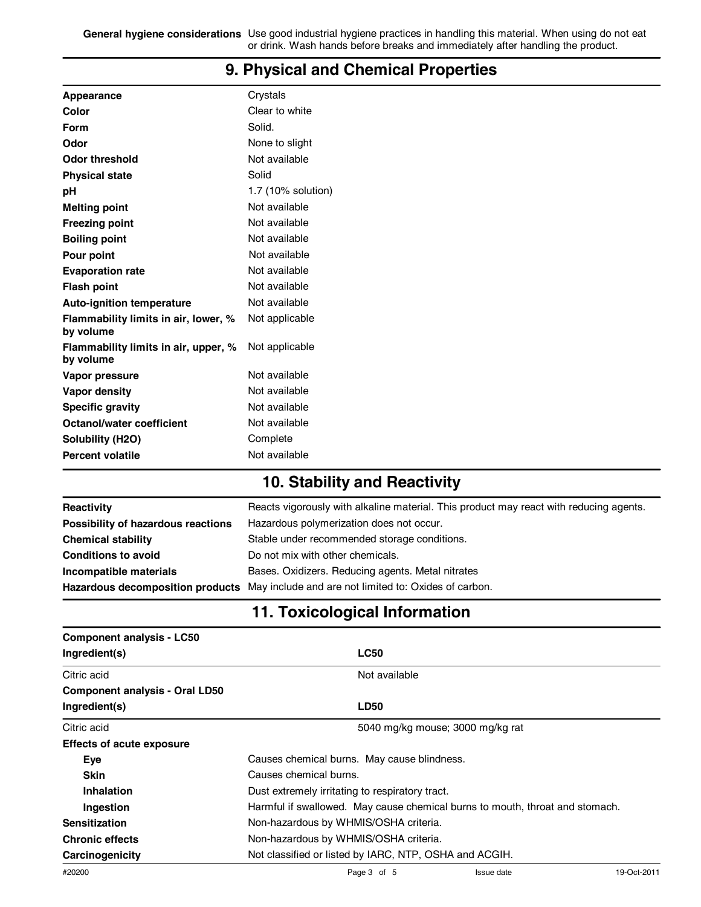| | |
|---|---|
| **General hygiene considerations** | Use good industrial hygiene practices in handling this material. When using do not eat or drink. Wash hands before breaks and immediately after handling the product. |

## 9. Physical and Chemical Properties

| | |
|---|---|
| **Appearance** | Crystals |
| **Color** | Clear to white |
| **Form** | Solid. |
| **Odor** | None to slight |
| **Odor threshold** | Not available |
| **Physical state** | Solid |
| **pH** | 1.7 (10% solution) |
| **Melting point** | Not available |
| **Freezing point** | Not available |
| **Boiling point** | Not available |
| **Pour point** | Not available |
| **Evaporation rate** | Not available |
| **Flash point** | Not available |
| **Auto-ignition temperature** | Not available |
| **Flammability limits in air, lower, % by volume** | Not applicable |
| **Flammability limits in air, upper, % by volume** | Not applicable |
| **Vapor pressure** | Not available |
| **Vapor density** | Not available |
| **Specific gravity** | Not available |
| **Octanol/water coefficient** | Not available |
| **Solubility (H2O)** | Complete |
| **Percent volatile** | Not available |

## 10. Stability and Reactivity

| | |
|---|---|
| **Reactivity** | Reacts vigorously with alkaline material. This product may react with reducing agents. |
| **Possibility of hazardous reactions** | Hazardous polymerization does not occur. |
| **Chemical stability** | Stable under recommended storage conditions. |
| **Conditions to avoid** | Do not mix with other chemicals. |
| **Incompatible materials** | Bases. Oxidizers. Reducing agents. Metal nitrates |
| **Hazardous decomposition products** | May include and are not limited to: Oxides of carbon. |

## 11. Toxicological Information

**Component analysis - LC50**

| Ingredient(s) | LC50 |
|---|---|
| Citric acid | Not available |

**Component analysis - Oral LD50**

| Ingredient(s) | LD50 |
|---|---|
| Citric acid | 5040 mg/kg mouse; 3000 mg/kg rat |

**Effects of acute exposure**

| | |
|---|---|
| **Eye** | Causes chemical burns. May cause blindness. |
| **Skin** | Causes chemical burns. |
| **Inhalation** | Dust extremely irritating to respiratory tract. |
| **Ingestion** | Harmful if swallowed. May cause chemical burns to mouth, throat and stomach. |
| **Sensitization** | Non-hazardous by WHMIS/OSHA criteria. |
| **Chronic effects** | Non-hazardous by WHMIS/OSHA criteria. |
| **Carcinogenicity** | Not classified or listed by IARC, NTP, OSHA and ACGIH. |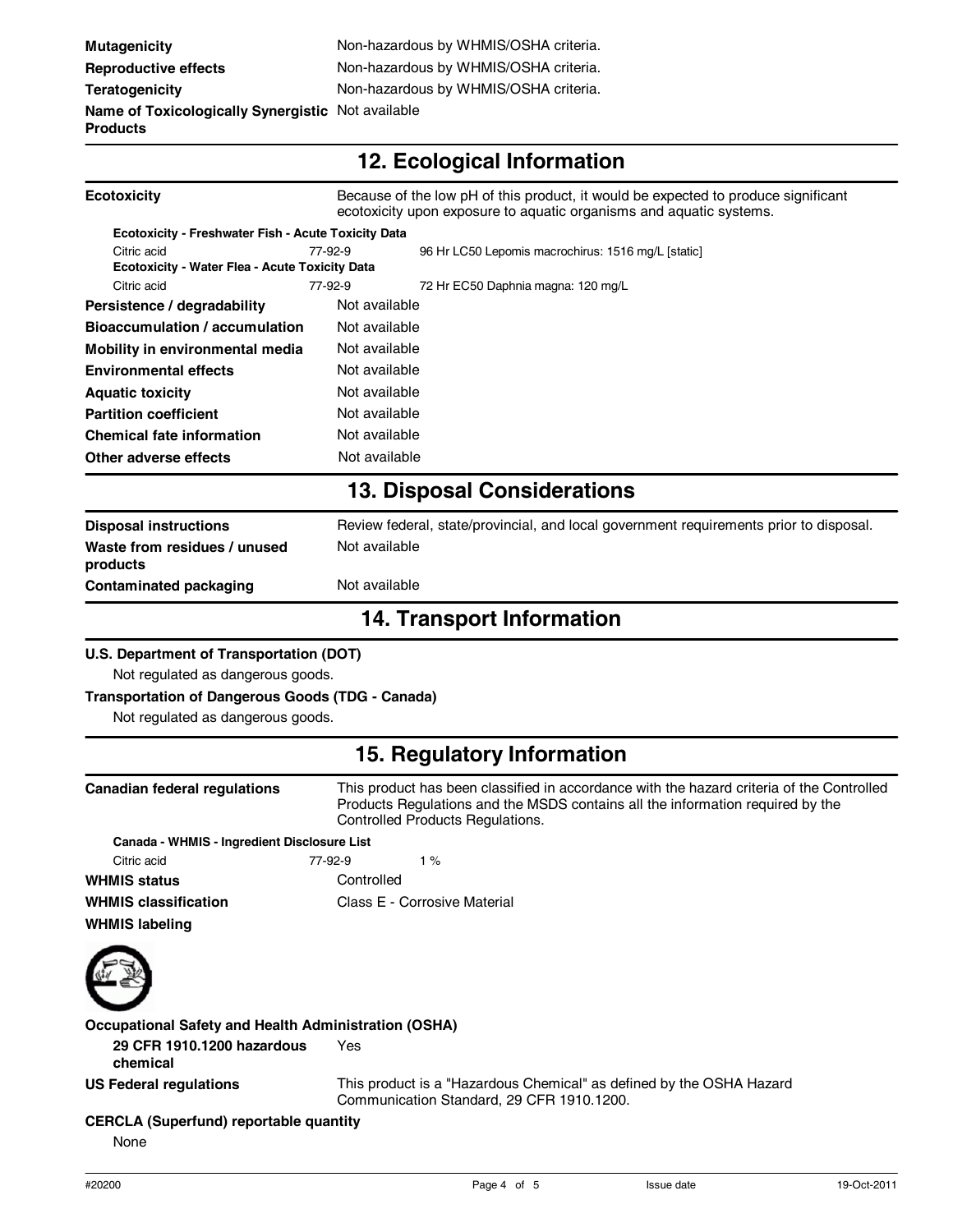| | |
|---|---|
| **Mutagenicity** | Non-hazardous by WHMIS/OSHA criteria. |
| **Reproductive effects** | Non-hazardous by WHMIS/OSHA criteria. |
| **Teratogenicity** | Non-hazardous by WHMIS/OSHA criteria. |
| **Name of Toxicologically Synergistic Products** | Not available |

## 12. Ecological Information

**Ecotoxicity** — Because of the low pH of this product, it would be expected to produce significant ecotoxicity upon exposure to aquatic organisms and aquatic systems.

**Ecotoxicity - Freshwater Fish - Acute Toxicity Data**

| | | |
|---|---|---|
| Citric acid | 77-92-9 | 96 Hr LC50 Lepomis macrochirus: 1516 mg/L [static] |

**Ecotoxicity - Water Flea - Acute Toxicity Data**

| | | |
|---|---|---|
| Citric acid | 77-92-9 | 72 Hr EC50 Daphnia magna: 120 mg/L |

| | |
|---|---|
| **Persistence / degradability** | Not available |
| **Bioaccumulation / accumulation** | Not available |
| **Mobility in environmental media** | Not available |
| **Environmental effects** | Not available |
| **Aquatic toxicity** | Not available |
| **Partition coefficient** | Not available |
| **Chemical fate information** | Not available |
| **Other adverse effects** | Not available |

## 13. Disposal Considerations

| | |
|---|---|
| **Disposal instructions** | Review federal, state/provincial, and local government requirements prior to disposal. |
| **Waste from residues / unused products** | Not available |
| **Contaminated packaging** | Not available |

## 14. Transport Information

**U.S. Department of Transportation (DOT)**

Not regulated as dangerous goods.

**Transportation of Dangerous Goods (TDG - Canada)**

Not regulated as dangerous goods.

## 15. Regulatory Information

**Canadian federal regulations** — This product has been classified in accordance with the hazard criteria of the Controlled Products Regulations and the MSDS contains all the information required by the Controlled Products Regulations.

**Canada - WHMIS - Ingredient Disclosure List**

| | | |
|---|---|---|
| Citric acid | 77-92-9 | 1 % |

| | |
|---|---|
| **WHMIS status** | Controlled |
| **WHMIS classification** | Class E - Corrosive Material |
| **WHMIS labeling** | |

**Occupational Safety and Health Administration (OSHA)**

| | |
|---|---|
| **29 CFR 1910.1200 hazardous chemical** | Yes |
| **US Federal regulations** | This product is a "Hazardous Chemical" as defined by the OSHA Hazard Communication Standard, 29 CFR 1910.1200. |

**CERCLA (Superfund) reportable quantity**

None

#20200 Issue date 19-Oct-2011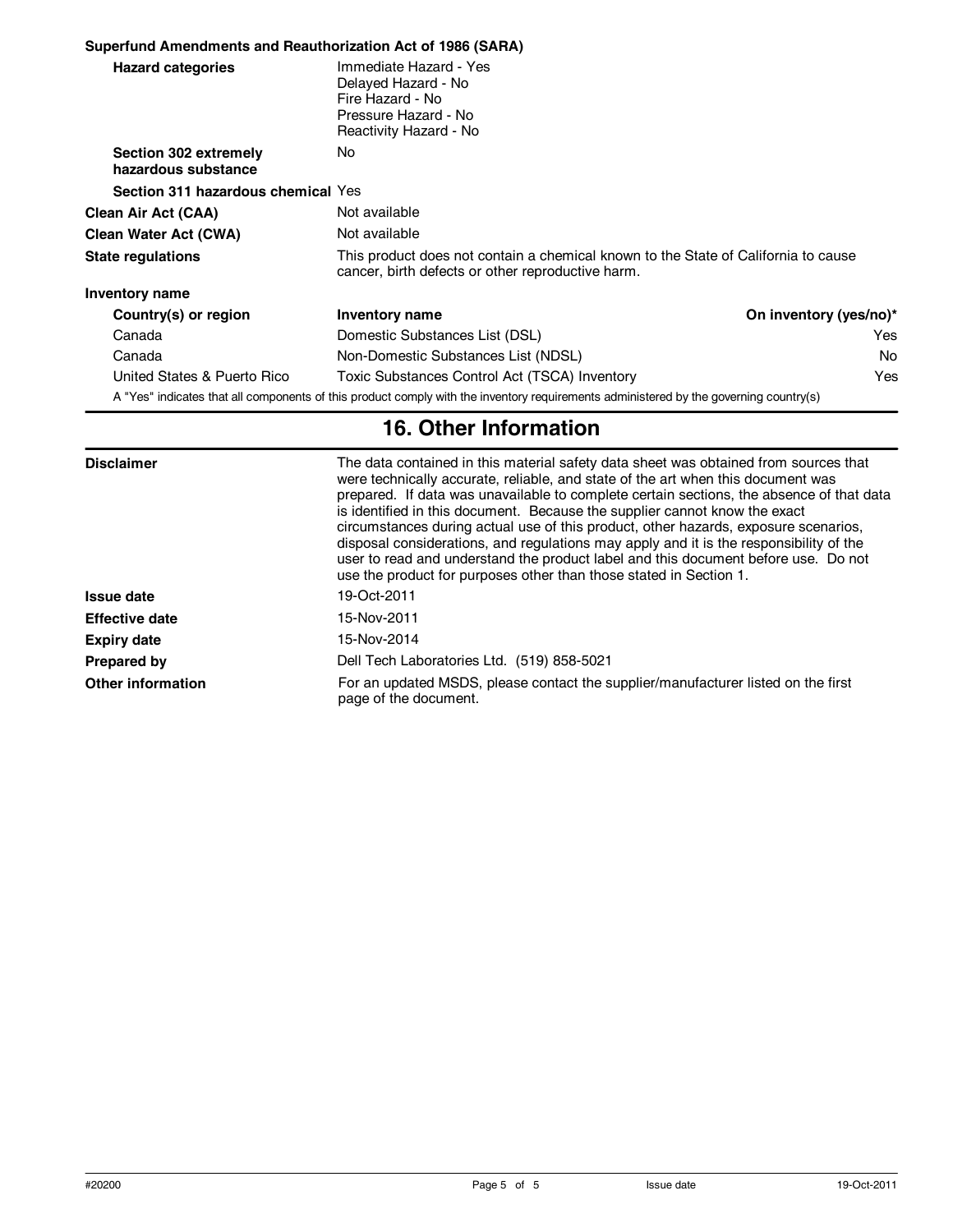**Superfund Amendments and Reauthorization Act of 1986 (SARA)**

**Hazard categories**
Immediate Hazard - Yes
Delayed Hazard - No
Fire Hazard - No
Pressure Hazard - No
Reactivity Hazard - No

**Section 302 extremely hazardous substance** No

**Section 311 hazardous chemical** Yes

**Clean Air Act (CAA)** Not available

**Clean Water Act (CWA)** Not available

**State regulations** This product does not contain a chemical known to the State of California to cause cancer, birth defects or other reproductive harm.

**Inventory name**

| Country(s) or region | Inventory name | On inventory (yes/no)* |
|---|---|---|
| Canada | Domestic Substances List (DSL) | Yes |
| Canada | Non-Domestic Substances List (NDSL) | No |
| United States & Puerto Rico | Toxic Substances Control Act (TSCA) Inventory | Yes |

A "Yes" indicates that all components of this product comply with the inventory requirements administered by the governing country(s)

## 16. Other Information

**Disclaimer** The data contained in this material safety data sheet was obtained from sources that were technically accurate, reliable, and state of the art when this document was prepared. If data was unavailable to complete certain sections, the absence of that data is identified in this document. Because the supplier cannot know the exact circumstances during actual use of this product, other hazards, exposure scenarios, disposal considerations, and regulations may apply and it is the responsibility of the user to read and understand the product label and this document before use. Do not use the product for purposes other than those stated in Section 1.

**Issue date** 19-Oct-2011

**Effective date** 15-Nov-2011

**Expiry date** 15-Nov-2014

**Prepared by** Dell Tech Laboratories Ltd. (519) 858-5021

**Other information** For an updated MSDS, please contact the supplier/manufacturer listed on the first page of the document.